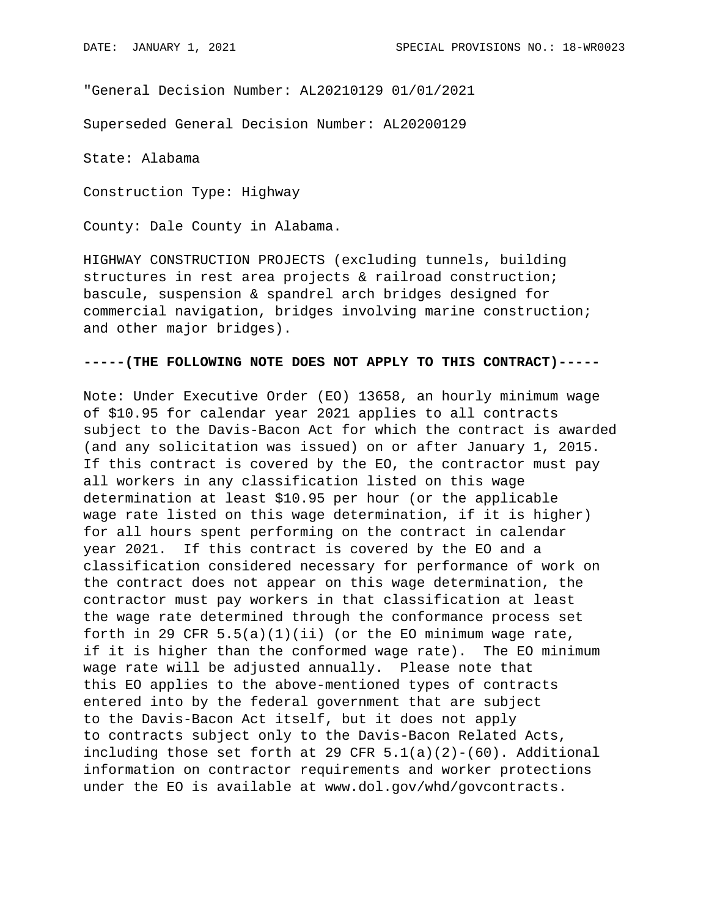"General Decision Number: AL20210129 01/01/2021

Superseded General Decision Number: AL20200129

State: Alabama

Construction Type: Highway

County: Dale County in Alabama.

HIGHWAY CONSTRUCTION PROJECTS (excluding tunnels, building structures in rest area projects & railroad construction; bascule, suspension & spandrel arch bridges designed for commercial navigation, bridges involving marine construction; and other major bridges).

**-----(THE FOLLOWING NOTE DOES NOT APPLY TO THIS CONTRACT)-----**

Note: Under Executive Order (EO) 13658, an hourly minimum wage of $10.95 for calendar year 2021 applies to all contracts subject to the Davis-Bacon Act for which the contract is awarded (and any solicitation was issued) on or after January 1, 2015. If this contract is covered by the EO, the contractor must pay all workers in any classification listed on this wage determination at least $10.95 per hour (or the applicable wage rate listed on this wage determination, if it is higher) for all hours spent performing on the contract in calendar year 2021. If this contract is covered by the EO and a classification considered necessary for performance of work on the contract does not appear on this wage determination, the contractor must pay workers in that classification at least the wage rate determined through the conformance process set forth in 29 CFR 5.5(a)(1)(ii) (or the EO minimum wage rate, if it is higher than the conformed wage rate). The EO minimum wage rate will be adjusted annually. Please note that this EO applies to the above-mentioned types of contracts entered into by the federal government that are subject to the Davis-Bacon Act itself, but it does not apply to contracts subject only to the Davis-Bacon Related Acts, including those set forth at 29 CFR 5.1(a)(2)-(60). Additional information on contractor requirements and worker protections under the EO is available at www.dol.gov/whd/govcontracts.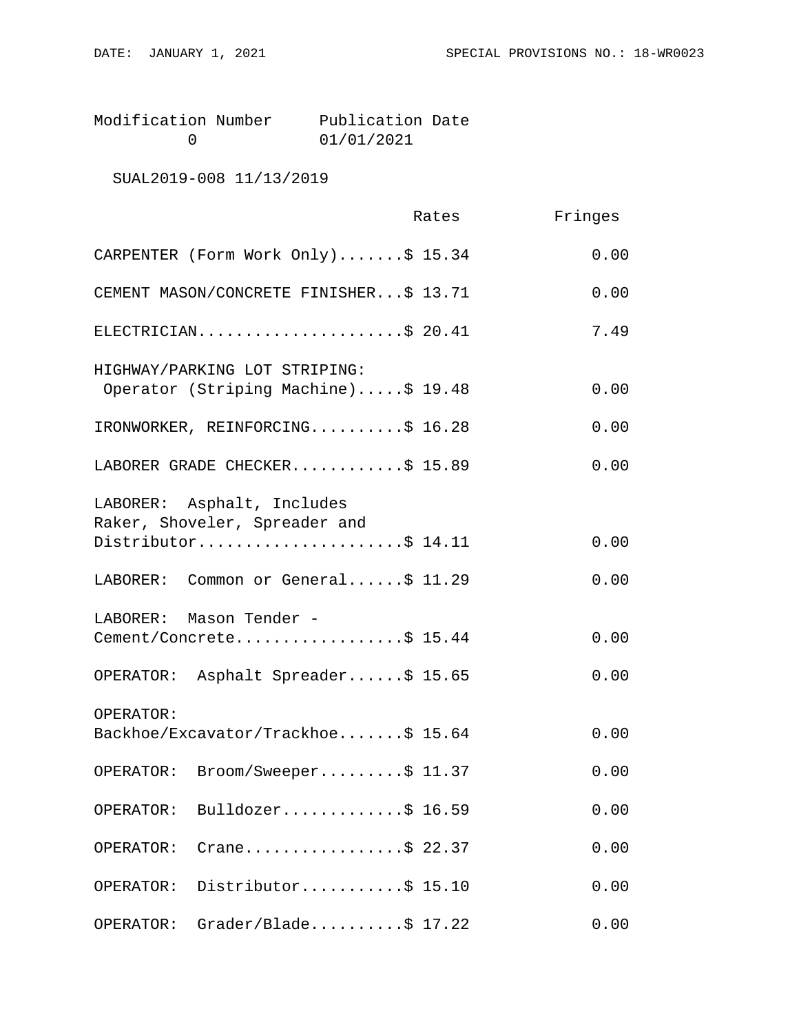| Modification Number | Publication Date |
|---|---|
| 0 | 01/01/2021 |

SUAL2019-008 11/13/2019

| | Rates | Fringes |
|---|---|---|
| CARPENTER (Form Work Only) | $ 15.34 | 0.00 |
| CEMENT MASON/CONCRETE FINISHER | $ 13.71 | 0.00 |
| ELECTRICIAN | $ 20.41 | 7.49 |
| HIGHWAY/PARKING LOT STRIPING: Operator (Striping Machine) | $ 19.48 | 0.00 |
| IRONWORKER, REINFORCING | $ 16.28 | 0.00 |
| LABORER GRADE CHECKER | $ 15.89 | 0.00 |
| LABORER: Asphalt, Includes Raker, Shoveler, Spreader and Distributor | $ 14.11 | 0.00 |
| LABORER: Common or General | $ 11.29 | 0.00 |
| LABORER: Mason Tender - Cement/Concrete | $ 15.44 | 0.00 |
| OPERATOR: Asphalt Spreader | $ 15.65 | 0.00 |
| OPERATOR: Backhoe/Excavator/Trackhoe | $ 15.64 | 0.00 |
| OPERATOR: Broom/Sweeper | $ 11.37 | 0.00 |
| OPERATOR: Bulldozer | $ 16.59 | 0.00 |
| OPERATOR: Crane | $ 22.37 | 0.00 |
| OPERATOR: Distributor | $ 15.10 | 0.00 |
| OPERATOR: Grader/Blade | $ 17.22 | 0.00 |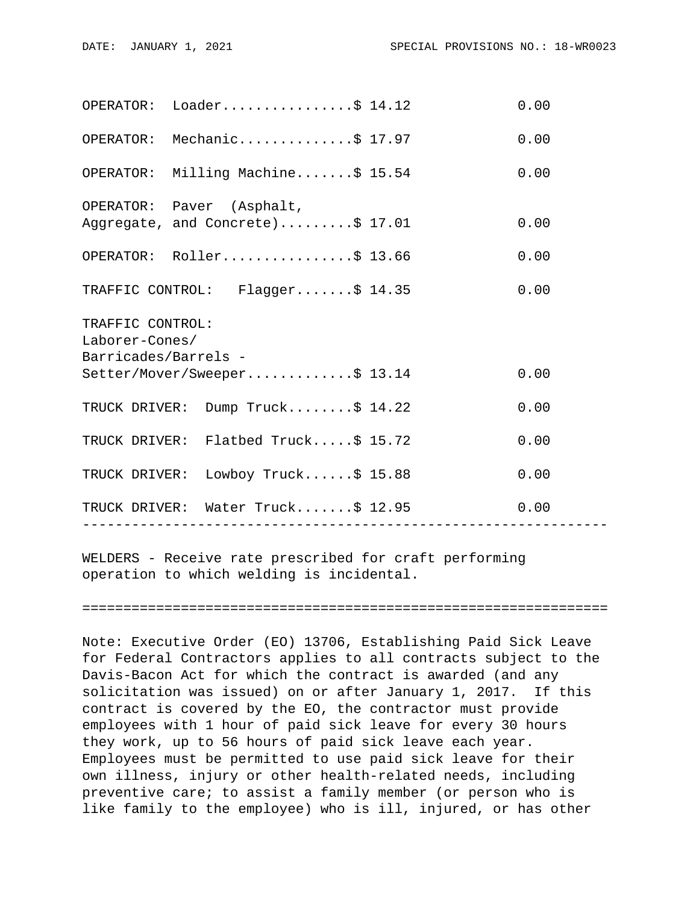| | Rates | Fringes |
|---|---|---|
| OPERATOR: Loader | $ 14.12 | 0.00 |
| OPERATOR: Mechanic | $ 17.97 | 0.00 |
| OPERATOR: Milling Machine | $ 15.54 | 0.00 |
| OPERATOR: Paver (Asphalt, Aggregate, and Concrete) | $ 17.01 | 0.00 |
| OPERATOR: Roller | $ 13.66 | 0.00 |
| TRAFFIC CONTROL: Flagger | $ 14.35 | 0.00 |
| TRAFFIC CONTROL: Laborer-Cones/ Barricades/Barrels - Setter/Mover/Sweeper | $ 13.14 | 0.00 |
| TRUCK DRIVER: Dump Truck | $ 14.22 | 0.00 |
| TRUCK DRIVER: Flatbed Truck | $ 15.72 | 0.00 |
| TRUCK DRIVER: Lowboy Truck | $ 15.88 | 0.00 |
| TRUCK DRIVER: Water Truck | $ 12.95 | 0.00 |

---

WELDERS - Receive rate prescribed for craft performing operation to which welding is incidental.

---

Note: Executive Order (EO) 13706, Establishing Paid Sick Leave for Federal Contractors applies to all contracts subject to the Davis-Bacon Act for which the contract is awarded (and any solicitation was issued) on or after January 1, 2017. If this contract is covered by the EO, the contractor must provide employees with 1 hour of paid sick leave for every 30 hours they work, up to 56 hours of paid sick leave each year. Employees must be permitted to use paid sick leave for their own illness, injury or other health-related needs, including preventive care; to assist a family member (or person who is like family to the employee) who is ill, injured, or has other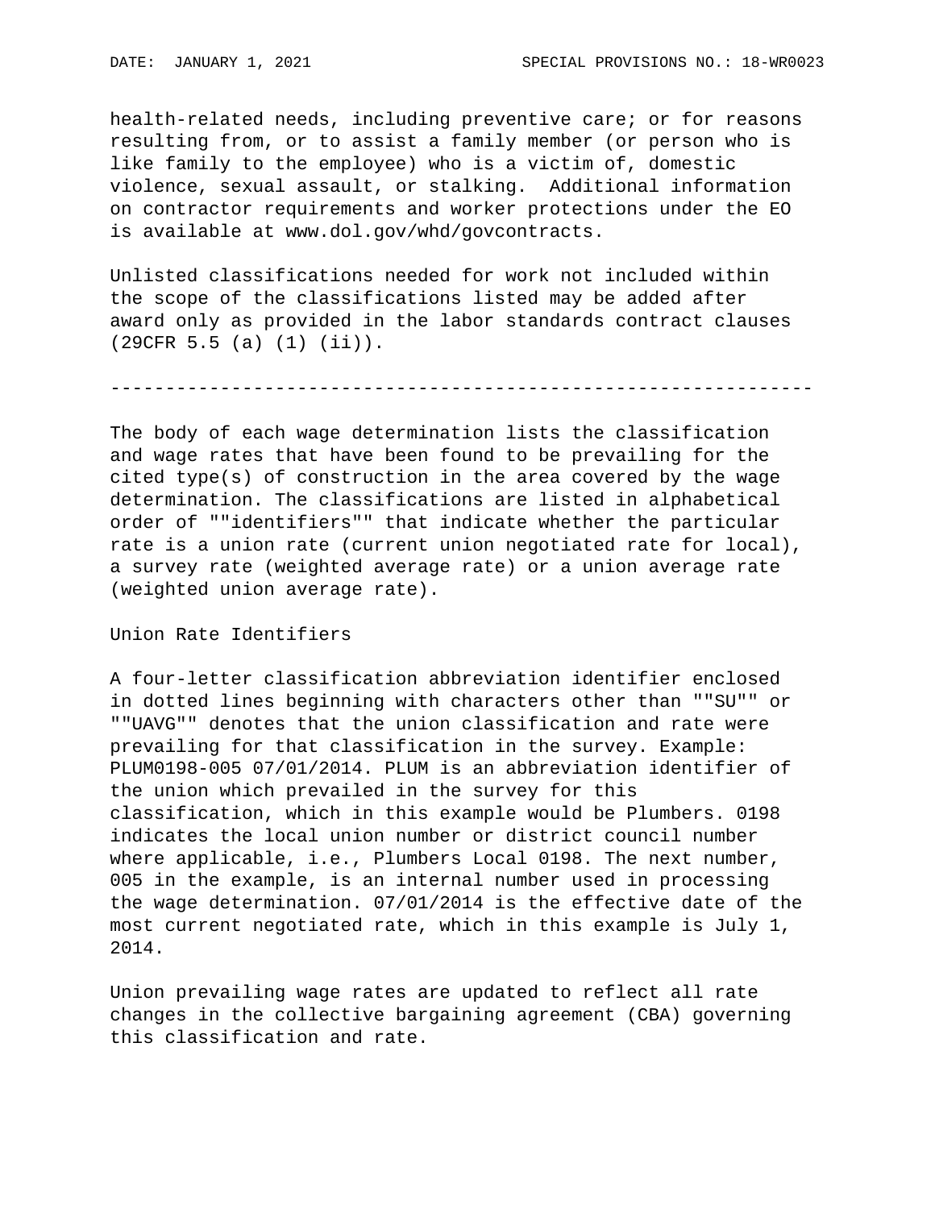health-related needs, including preventive care; or for reasons resulting from, or to assist a family member (or person who is like family to the employee) who is a victim of, domestic violence, sexual assault, or stalking. Additional information on contractor requirements and worker protections under the EO is available at www.dol.gov/whd/govcontracts.

Unlisted classifications needed for work not included within the scope of the classifications listed may be added after award only as provided in the labor standards contract clauses (29CFR 5.5 (a) (1) (ii)).

----------------------------------------------------------------

The body of each wage determination lists the classification and wage rates that have been found to be prevailing for the cited type(s) of construction in the area covered by the wage determination. The classifications are listed in alphabetical order of ""identifiers"" that indicate whether the particular rate is a union rate (current union negotiated rate for local), a survey rate (weighted average rate) or a union average rate (weighted union average rate).

Union Rate Identifiers

A four-letter classification abbreviation identifier enclosed in dotted lines beginning with characters other than ""SU"" or ""UAVG"" denotes that the union classification and rate were prevailing for that classification in the survey. Example: PLUM0198-005 07/01/2014. PLUM is an abbreviation identifier of the union which prevailed in the survey for this classification, which in this example would be Plumbers. 0198 indicates the local union number or district council number where applicable, i.e., Plumbers Local 0198. The next number, 005 in the example, is an internal number used in processing the wage determination. 07/01/2014 is the effective date of the most current negotiated rate, which in this example is July 1, 2014.

Union prevailing wage rates are updated to reflect all rate changes in the collective bargaining agreement (CBA) governing this classification and rate.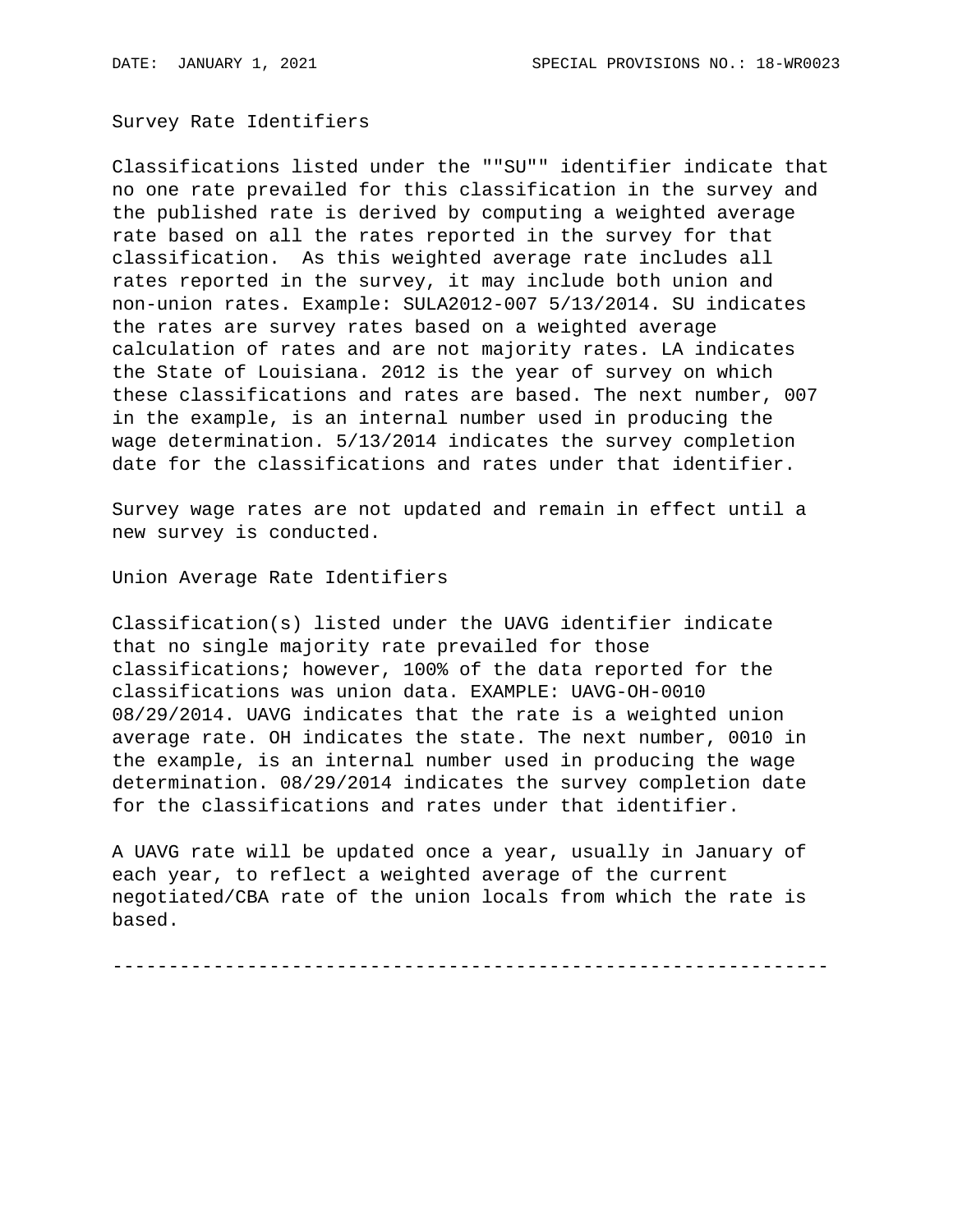Survey Rate Identifiers

Classifications listed under the ""SU"" identifier indicate that no one rate prevailed for this classification in the survey and the published rate is derived by computing a weighted average rate based on all the rates reported in the survey for that classification. As this weighted average rate includes all rates reported in the survey, it may include both union and non-union rates. Example: SULA2012-007 5/13/2014. SU indicates the rates are survey rates based on a weighted average calculation of rates and are not majority rates. LA indicates the State of Louisiana. 2012 is the year of survey on which these classifications and rates are based. The next number, 007 in the example, is an internal number used in producing the wage determination. 5/13/2014 indicates the survey completion date for the classifications and rates under that identifier.

Survey wage rates are not updated and remain in effect until a new survey is conducted.

Union Average Rate Identifiers

Classification(s) listed under the UAVG identifier indicate that no single majority rate prevailed for those classifications; however, 100% of the data reported for the classifications was union data. EXAMPLE: UAVG-OH-0010 08/29/2014. UAVG indicates that the rate is a weighted union average rate. OH indicates the state. The next number, 0010 in the example, is an internal number used in producing the wage determination. 08/29/2014 indicates the survey completion date for the classifications and rates under that identifier.

A UAVG rate will be updated once a year, usually in January of each year, to reflect a weighted average of the current negotiated/CBA rate of the union locals from which the rate is based.

----------------------------------------------------------------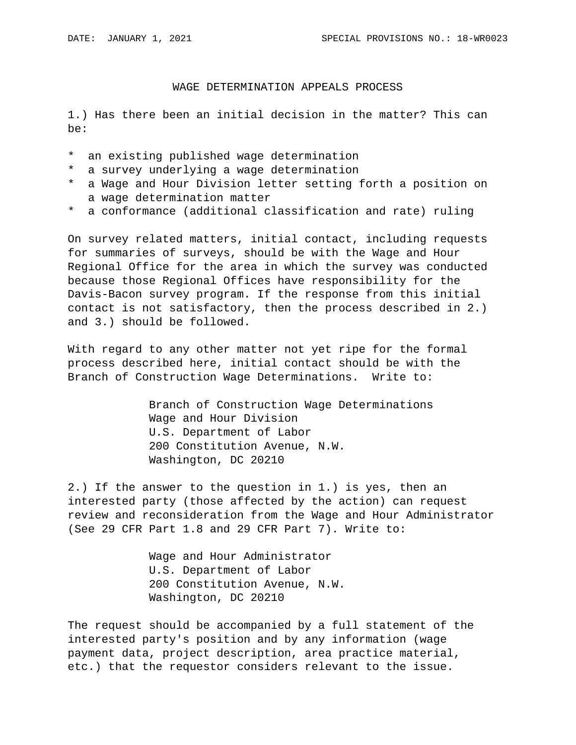# WAGE DETERMINATION APPEALS PROCESS

1.) Has there been an initial decision in the matter? This can be:

* an existing published wage determination
* a survey underlying a wage determination
* a Wage and Hour Division letter setting forth a position on a wage determination matter
* a conformance (additional classification and rate) ruling

On survey related matters, initial contact, including requests for summaries of surveys, should be with the Wage and Hour Regional Office for the area in which the survey was conducted because those Regional Offices have responsibility for the Davis-Bacon survey program. If the response from this initial contact is not satisfactory, then the process described in 2.) and 3.) should be followed.

With regard to any other matter not yet ripe for the formal process described here, initial contact should be with the Branch of Construction Wage Determinations. Write to:

Branch of Construction Wage Determinations
Wage and Hour Division
U.S. Department of Labor
200 Constitution Avenue, N.W.
Washington, DC 20210

2.) If the answer to the question in 1.) is yes, then an interested party (those affected by the action) can request review and reconsideration from the Wage and Hour Administrator (See 29 CFR Part 1.8 and 29 CFR Part 7). Write to:

Wage and Hour Administrator
U.S. Department of Labor
200 Constitution Avenue, N.W.
Washington, DC 20210

The request should be accompanied by a full statement of the interested party's position and by any information (wage payment data, project description, area practice material, etc.) that the requestor considers relevant to the issue.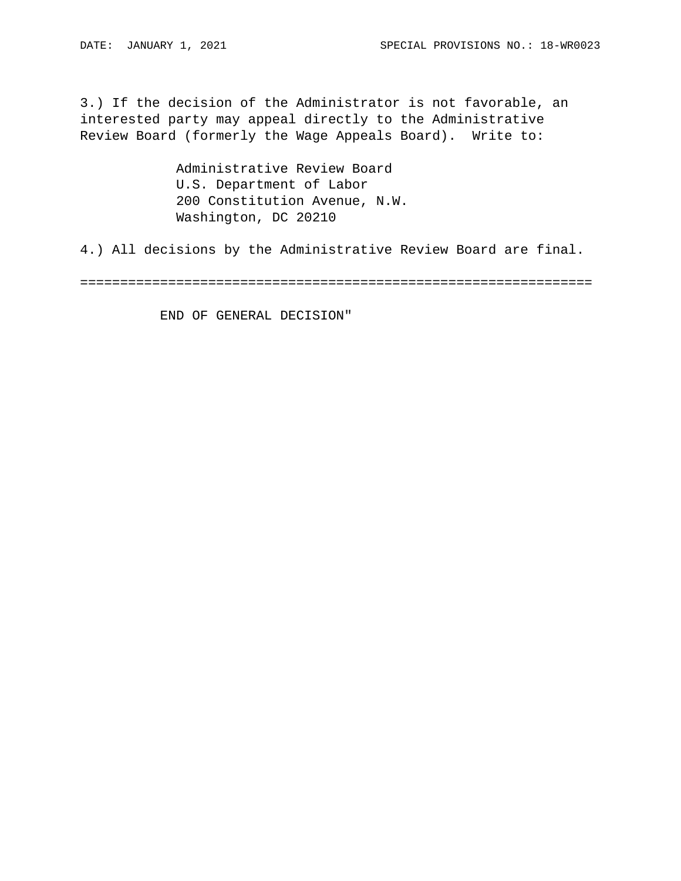3.) If the decision of the Administrator is not favorable, an interested party may appeal directly to the Administrative Review Board (formerly the Wage Appeals Board). Write to:

Administrative Review Board
U.S. Department of Labor
200 Constitution Avenue, N.W.
Washington, DC 20210

4.) All decisions by the Administrative Review Board are final.

================================================================

END OF GENERAL DECISION"